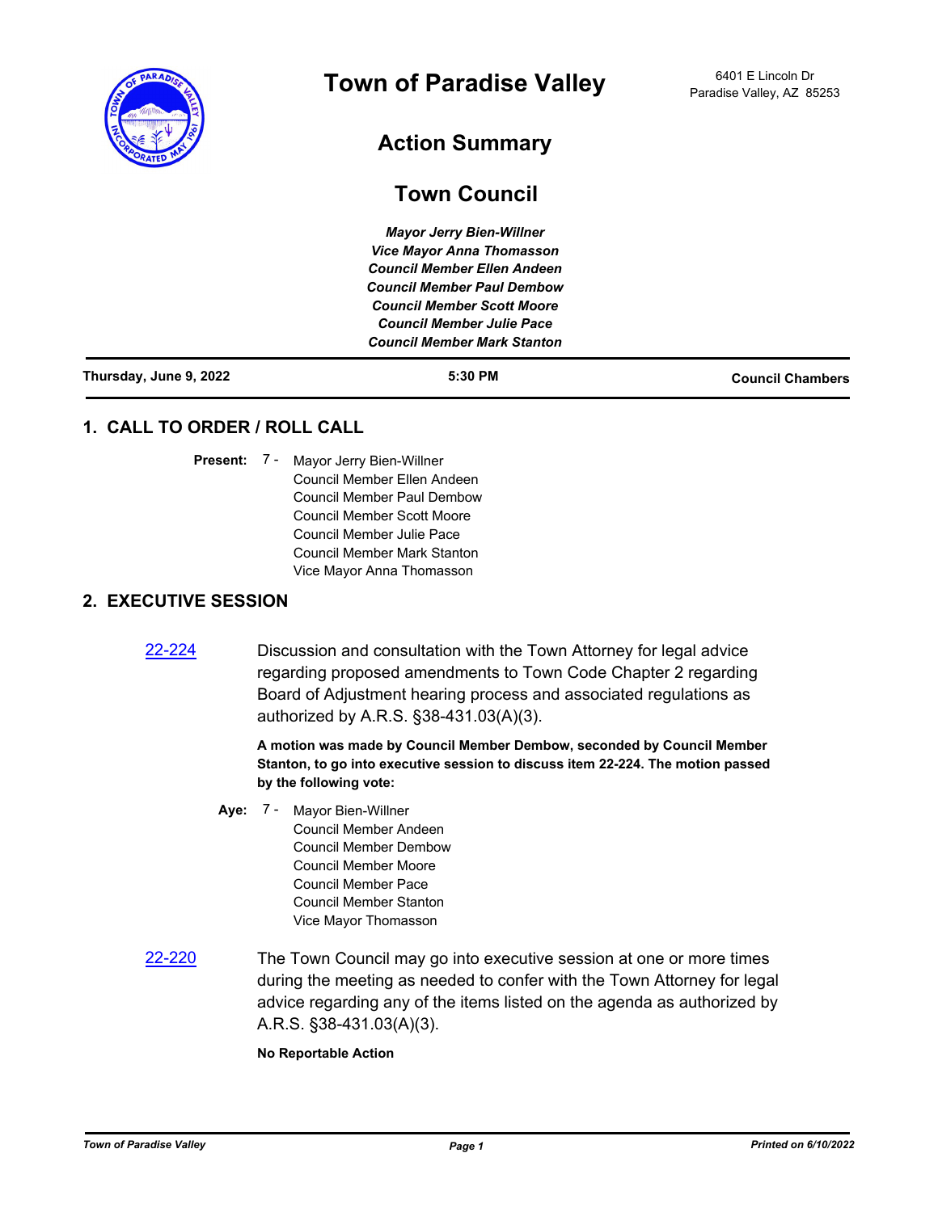# Town of Paradise Valley

6401 E Lincoln Dr
Paradise Valley, AZ 85253

## Action Summary

## Town Council

***Mayor Jerry Bien-Willner***
***Vice Mayor Anna Thomasson***
***Council Member Ellen Andeen***
***Council Member Paul Dembow***
***Council Member Scott Moore***
***Council Member Julie Pace***
***Council Member Mark Stanton***

**Thursday, June 9, 2022** | **5:30 PM** | **Council Chambers**

## 1. CALL TO ORDER / ROLL CALL

**Present:** 7 - Mayor Jerry Bien-Willner
Council Member Ellen Andeen
Council Member Paul Dembow
Council Member Scott Moore
Council Member Julie Pace
Council Member Mark Stanton
Vice Mayor Anna Thomasson

## 2. EXECUTIVE SESSION

22-224 Discussion and consultation with the Town Attorney for legal advice regarding proposed amendments to Town Code Chapter 2 regarding Board of Adjustment hearing process and associated regulations as authorized by A.R.S. §38-431.03(A)(3).

**A motion was made by Council Member Dembow, seconded by Council Member Stanton, to go into executive session to discuss item 22-224. The motion passed by the following vote:**

**Aye:** 7 - Mayor Bien-Willner
Council Member Andeen
Council Member Dembow
Council Member Moore
Council Member Pace
Council Member Stanton
Vice Mayor Thomasson

22-220 The Town Council may go into executive session at one or more times during the meeting as needed to confer with the Town Attorney for legal advice regarding any of the items listed on the agenda as authorized by A.R.S. §38-431.03(A)(3).

**No Reportable Action**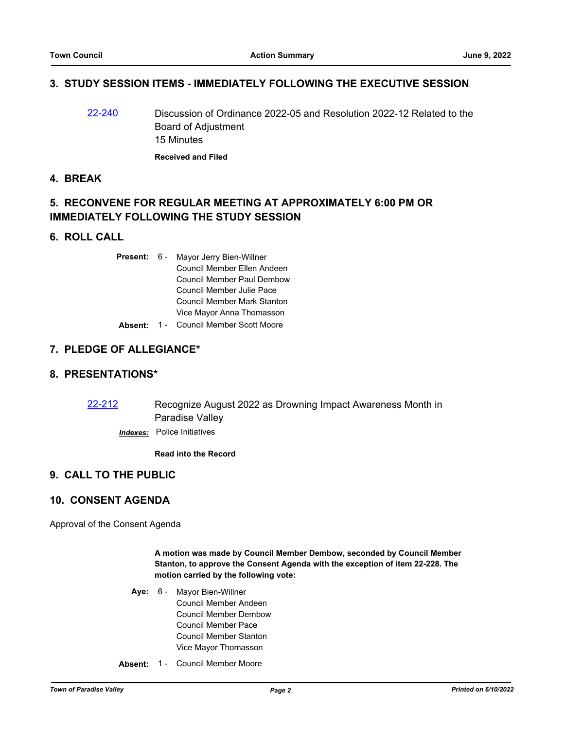## 3. STUDY SESSION ITEMS - IMMEDIATELY FOLLOWING THE EXECUTIVE SESSION

22-240 Discussion of Ordinance 2022-05 and Resolution 2022-12 Related to the Board of Adjustment
15 Minutes

**Received and Filed**

## 4. BREAK

## 5. RECONVENE FOR REGULAR MEETING AT APPROXIMATELY 6:00 PM OR IMMEDIATELY FOLLOWING THE STUDY SESSION

## 6. ROLL CALL

**Present:** 6 - Mayor Jerry Bien-Willner
Council Member Ellen Andeen
Council Member Paul Dembow
Council Member Julie Pace
Council Member Mark Stanton
Vice Mayor Anna Thomasson

**Absent:** 1 - Council Member Scott Moore

## 7. PLEDGE OF ALLEGIANCE*

## 8. PRESENTATIONS*

22-212 Recognize August 2022 as Drowning Impact Awareness Month in Paradise Valley

***Indexes:*** Police Initiatives

**Read into the Record**

## 9. CALL TO THE PUBLIC

## 10. CONSENT AGENDA

Approval of the Consent Agenda

**A motion was made by Council Member Dembow, seconded by Council Member Stanton, to approve the Consent Agenda with the exception of item 22-228. The motion carried by the following vote:**

**Aye:** 6 - Mayor Bien-Willner
Council Member Andeen
Council Member Dembow
Council Member Pace
Council Member Stanton
Vice Mayor Thomasson

**Absent:** 1 - Council Member Moore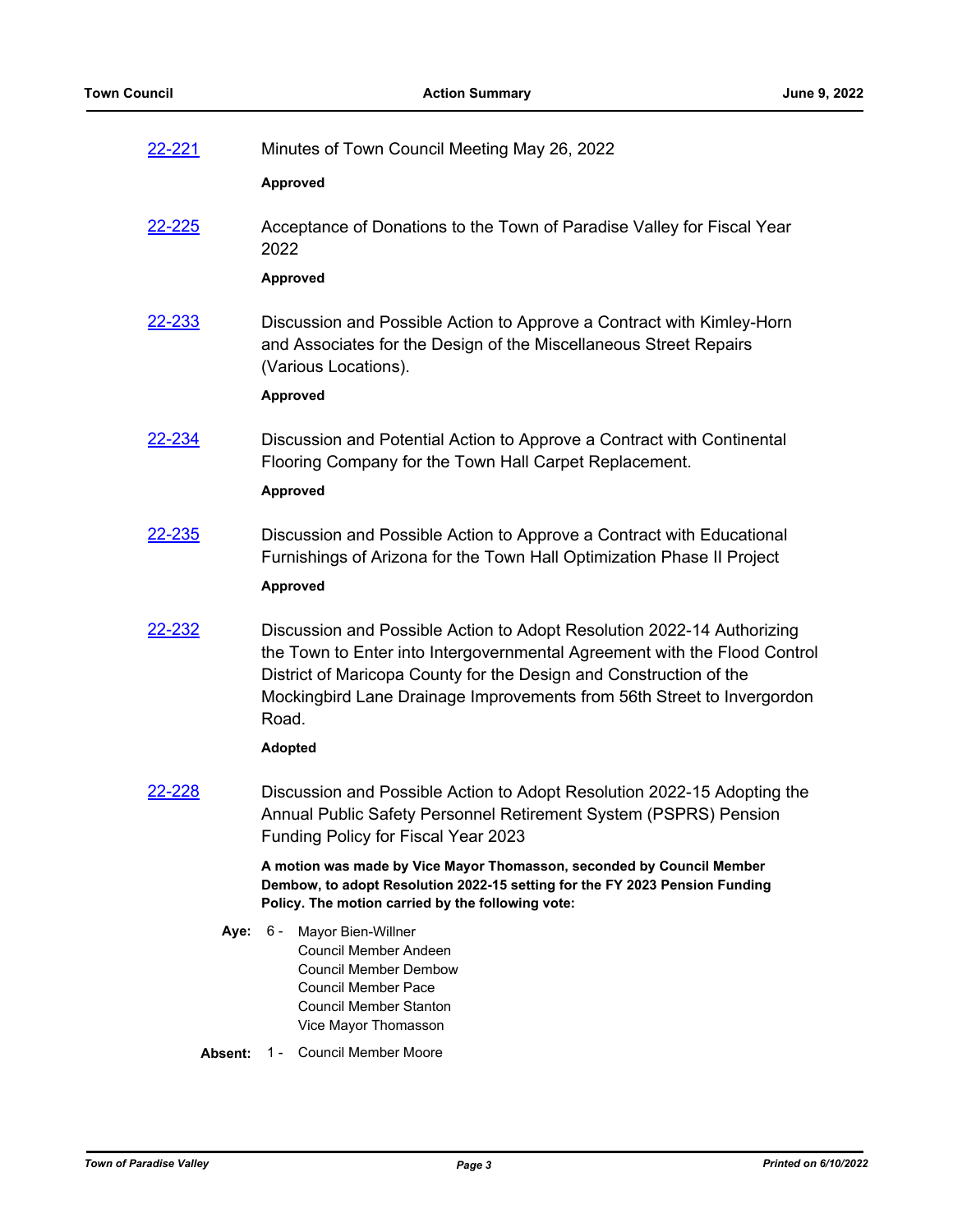22-221 Minutes of Town Council Meeting May 26, 2022

**Approved**

22-225 Acceptance of Donations to the Town of Paradise Valley for Fiscal Year 2022

**Approved**

22-233 Discussion and Possible Action to Approve a Contract with Kimley-Horn and Associates for the Design of the Miscellaneous Street Repairs (Various Locations).

**Approved**

22-234 Discussion and Potential Action to Approve a Contract with Continental Flooring Company for the Town Hall Carpet Replacement.

**Approved**

22-235 Discussion and Possible Action to Approve a Contract with Educational Furnishings of Arizona for the Town Hall Optimization Phase II Project

**Approved**

22-232 Discussion and Possible Action to Adopt Resolution 2022-14 Authorizing the Town to Enter into Intergovernmental Agreement with the Flood Control District of Maricopa County for the Design and Construction of the Mockingbird Lane Drainage Improvements from 56th Street to Invergordon Road.

**Adopted**

22-228 Discussion and Possible Action to Adopt Resolution 2022-15 Adopting the Annual Public Safety Personnel Retirement System (PSPRS) Pension Funding Policy for Fiscal Year 2023

**A motion was made by Vice Mayor Thomasson, seconded by Council Member Dembow, to adopt Resolution 2022-15 setting for the FY 2023 Pension Funding Policy. The motion carried by the following vote:**

**Aye:** 6 - Mayor Bien-Willner
Council Member Andeen
Council Member Dembow
Council Member Pace
Council Member Stanton
Vice Mayor Thomasson

**Absent:** 1 - Council Member Moore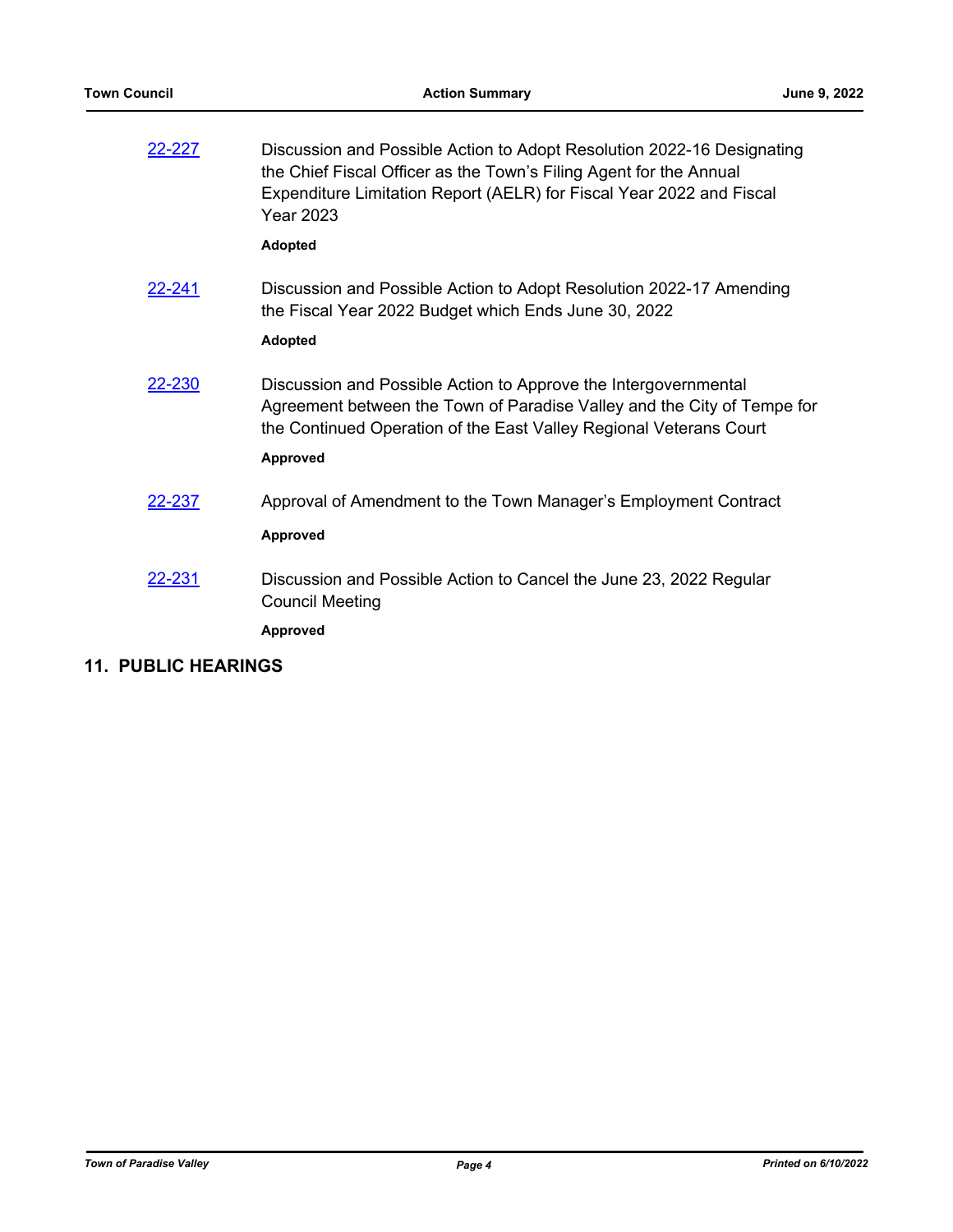22-227 Discussion and Possible Action to Adopt Resolution 2022-16 Designating the Chief Fiscal Officer as the Town's Filing Agent for the Annual Expenditure Limitation Report (AELR) for Fiscal Year 2022 and Fiscal Year 2023

**Adopted**

22-241 Discussion and Possible Action to Adopt Resolution 2022-17 Amending the Fiscal Year 2022 Budget which Ends June 30, 2022

**Adopted**

22-230 Discussion and Possible Action to Approve the Intergovernmental Agreement between the Town of Paradise Valley and the City of Tempe for the Continued Operation of the East Valley Regional Veterans Court

**Approved**

22-237 Approval of Amendment to the Town Manager's Employment Contract

**Approved**

22-231 Discussion and Possible Action to Cancel the June 23, 2022 Regular Council Meeting

**Approved**

## 11. PUBLIC HEARINGS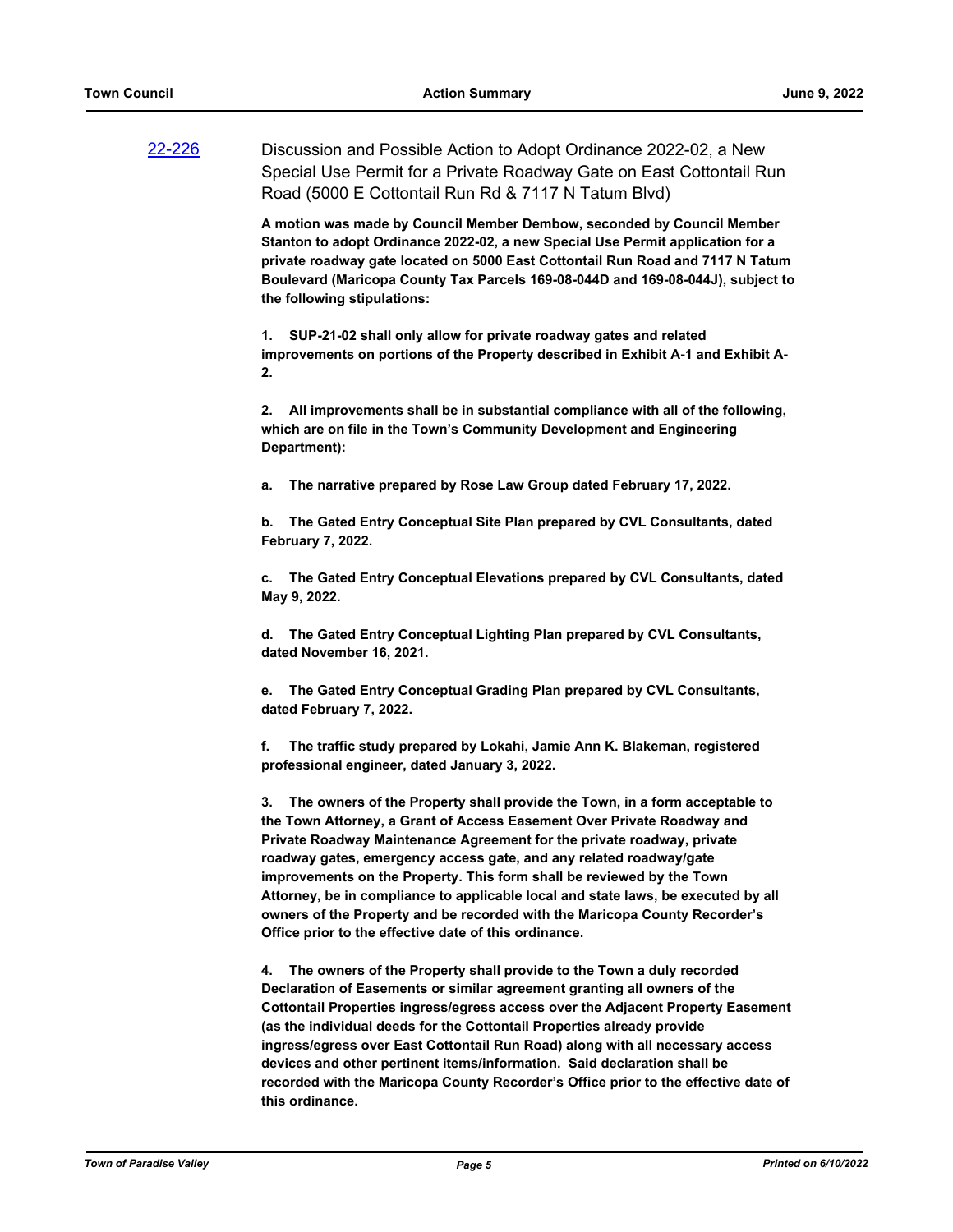[22-226](22-226) Discussion and Possible Action to Adopt Ordinance 2022-02, a New Special Use Permit for a Private Roadway Gate on East Cottontail Run Road (5000 E Cottontail Run Rd & 7117 N Tatum Blvd)

**A motion was made by Council Member Dembow, seconded by Council Member Stanton to adopt Ordinance 2022-02, a new Special Use Permit application for a private roadway gate located on 5000 East Cottontail Run Road and 7117 N Tatum Boulevard (Maricopa County Tax Parcels 169-08-044D and 169-08-044J), subject to the following stipulations:**

**1. SUP-21-02 shall only allow for private roadway gates and related improvements on portions of the Property described in Exhibit A-1 and Exhibit A-2.**

**2. All improvements shall be in substantial compliance with all of the following, which are on file in the Town's Community Development and Engineering Department):**

**a. The narrative prepared by Rose Law Group dated February 17, 2022.**

**b. The Gated Entry Conceptual Site Plan prepared by CVL Consultants, dated February 7, 2022.**

**c. The Gated Entry Conceptual Elevations prepared by CVL Consultants, dated May 9, 2022.**

**d. The Gated Entry Conceptual Lighting Plan prepared by CVL Consultants, dated November 16, 2021.**

**e. The Gated Entry Conceptual Grading Plan prepared by CVL Consultants, dated February 7, 2022.**

**f. The traffic study prepared by Lokahi, Jamie Ann K. Blakeman, registered professional engineer, dated January 3, 2022.**

**3. The owners of the Property shall provide the Town, in a form acceptable to the Town Attorney, a Grant of Access Easement Over Private Roadway and Private Roadway Maintenance Agreement for the private roadway, private roadway gates, emergency access gate, and any related roadway/gate improvements on the Property. This form shall be reviewed by the Town Attorney, be in compliance to applicable local and state laws, be executed by all owners of the Property and be recorded with the Maricopa County Recorder's Office prior to the effective date of this ordinance.**

**4. The owners of the Property shall provide to the Town a duly recorded Declaration of Easements or similar agreement granting all owners of the Cottontail Properties ingress/egress access over the Adjacent Property Easement (as the individual deeds for the Cottontail Properties already provide ingress/egress over East Cottontail Run Road) along with all necessary access devices and other pertinent items/information. Said declaration shall be recorded with the Maricopa County Recorder's Office prior to the effective date of this ordinance.**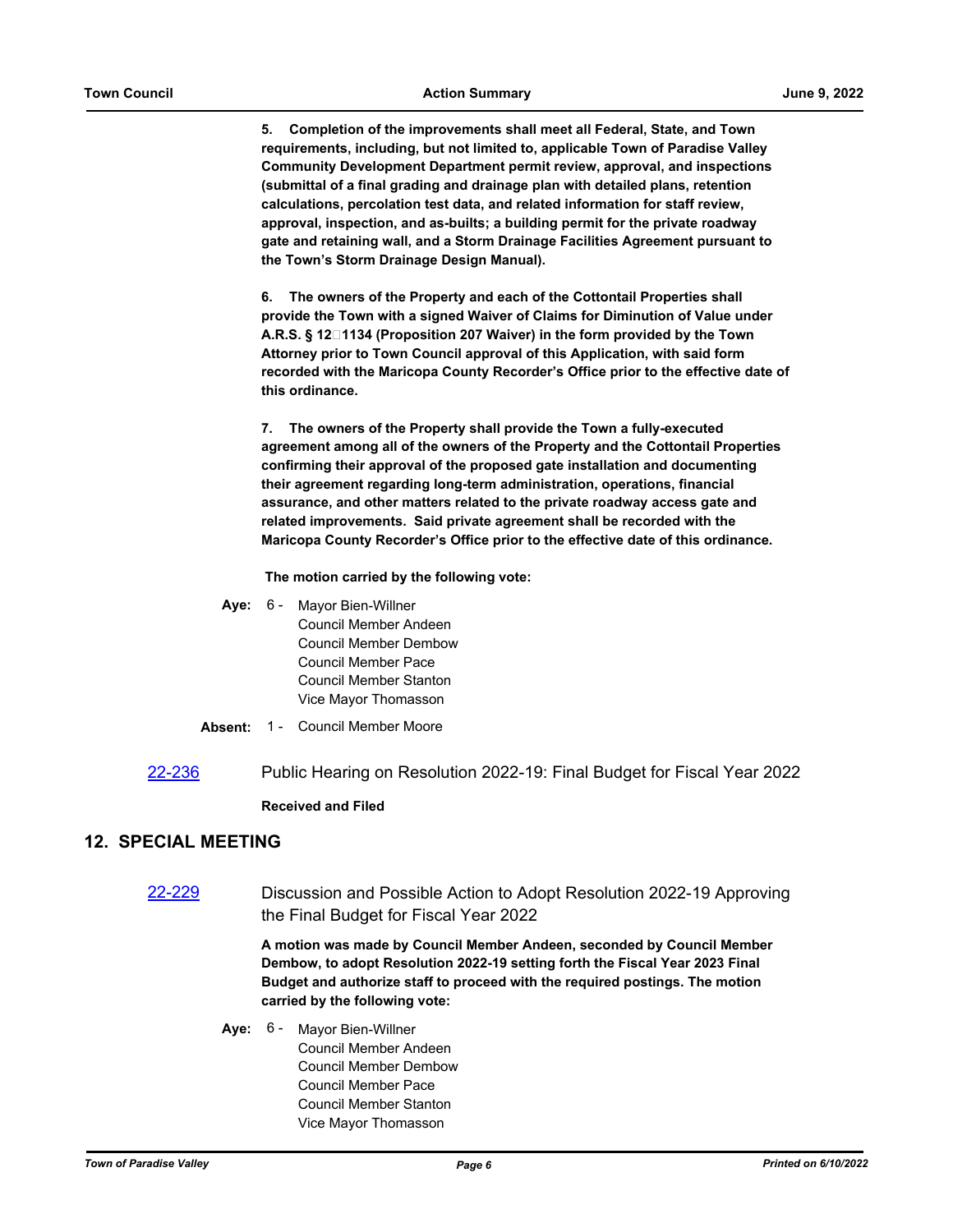**5. Completion of the improvements shall meet all Federal, State, and Town requirements, including, but not limited to, applicable Town of Paradise Valley Community Development Department permit review, approval, and inspections (submittal of a final grading and drainage plan with detailed plans, retention calculations, percolation test data, and related information for staff review, approval, inspection, and as-builts; a building permit for the private roadway gate and retaining wall, and a Storm Drainage Facilities Agreement pursuant to the Town's Storm Drainage Design Manual).**

**6. The owners of the Property and each of the Cottontail Properties shall provide the Town with a signed Waiver of Claims for Diminution of Value under A.R.S. § 12-1134 (Proposition 207 Waiver) in the form provided by the Town Attorney prior to Town Council approval of this Application, with said form recorded with the Maricopa County Recorder's Office prior to the effective date of this ordinance.**

**7. The owners of the Property shall provide the Town a fully-executed agreement among all of the owners of the Property and the Cottontail Properties confirming their approval of the proposed gate installation and documenting their agreement regarding long-term administration, operations, financial assurance, and other matters related to the private roadway access gate and related improvements. Said private agreement shall be recorded with the Maricopa County Recorder's Office prior to the effective date of this ordinance.**

**The motion carried by the following vote:**

**Aye:** 6 - Mayor Bien-Willner
Council Member Andeen
Council Member Dembow
Council Member Pace
Council Member Stanton
Vice Mayor Thomasson

**Absent:** 1 - Council Member Moore

22-236 Public Hearing on Resolution 2022-19: Final Budget for Fiscal Year 2022

**Received and Filed**

## 12. SPECIAL MEETING

22-229 Discussion and Possible Action to Adopt Resolution 2022-19 Approving the Final Budget for Fiscal Year 2022

**A motion was made by Council Member Andeen, seconded by Council Member Dembow, to adopt Resolution 2022-19 setting forth the Fiscal Year 2023 Final Budget and authorize staff to proceed with the required postings. The motion carried by the following vote:**

**Aye:** 6 - Mayor Bien-Willner
Council Member Andeen
Council Member Dembow
Council Member Pace
Council Member Stanton
Vice Mayor Thomasson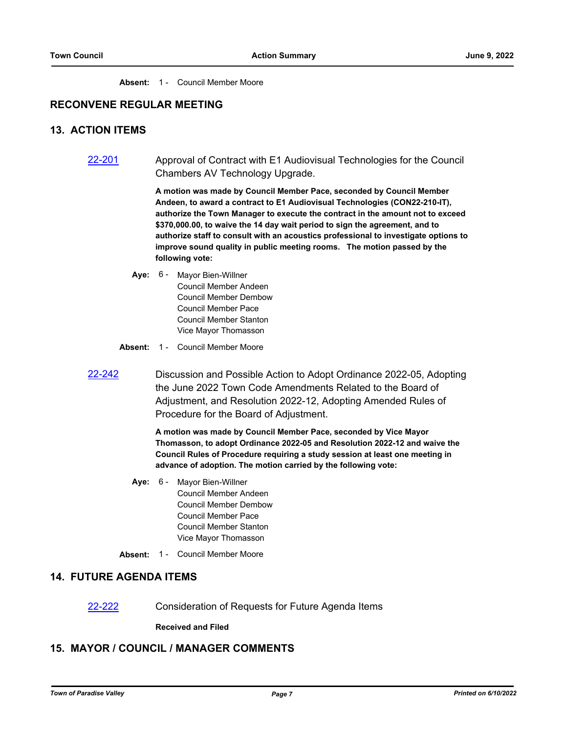**Absent:** 1 - Council Member Moore

## RECONVENE REGULAR MEETING

## 13. ACTION ITEMS

[22-201](22-201) Approval of Contract with E1 Audiovisual Technologies for the Council Chambers AV Technology Upgrade.

**A motion was made by Council Member Pace, seconded by Council Member Andeen, to award a contract to E1 Audiovisual Technologies (CON22-210-IT), authorize the Town Manager to execute the contract in the amount not to exceed $370,000.00, to waive the 14 day wait period to sign the agreement, and to authorize staff to consult with an acoustics professional to investigate options to improve sound quality in public meeting rooms. The motion passed by the following vote:**

**Aye:** 6 - Mayor Bien-Willner
Council Member Andeen
Council Member Dembow
Council Member Pace
Council Member Stanton
Vice Mayor Thomasson

**Absent:** 1 - Council Member Moore

[22-242](22-242) Discussion and Possible Action to Adopt Ordinance 2022-05, Adopting the June 2022 Town Code Amendments Related to the Board of Adjustment, and Resolution 2022-12, Adopting Amended Rules of Procedure for the Board of Adjustment.

**A motion was made by Council Member Pace, seconded by Vice Mayor Thomasson, to adopt Ordinance 2022-05 and Resolution 2022-12 and waive the Council Rules of Procedure requiring a study session at least one meeting in advance of adoption. The motion carried by the following vote:**

**Aye:** 6 - Mayor Bien-Willner
Council Member Andeen
Council Member Dembow
Council Member Pace
Council Member Stanton
Vice Mayor Thomasson

**Absent:** 1 - Council Member Moore

## 14. FUTURE AGENDA ITEMS

[22-222](22-222) Consideration of Requests for Future Agenda Items

**Received and Filed**

## 15. MAYOR / COUNCIL / MANAGER COMMENTS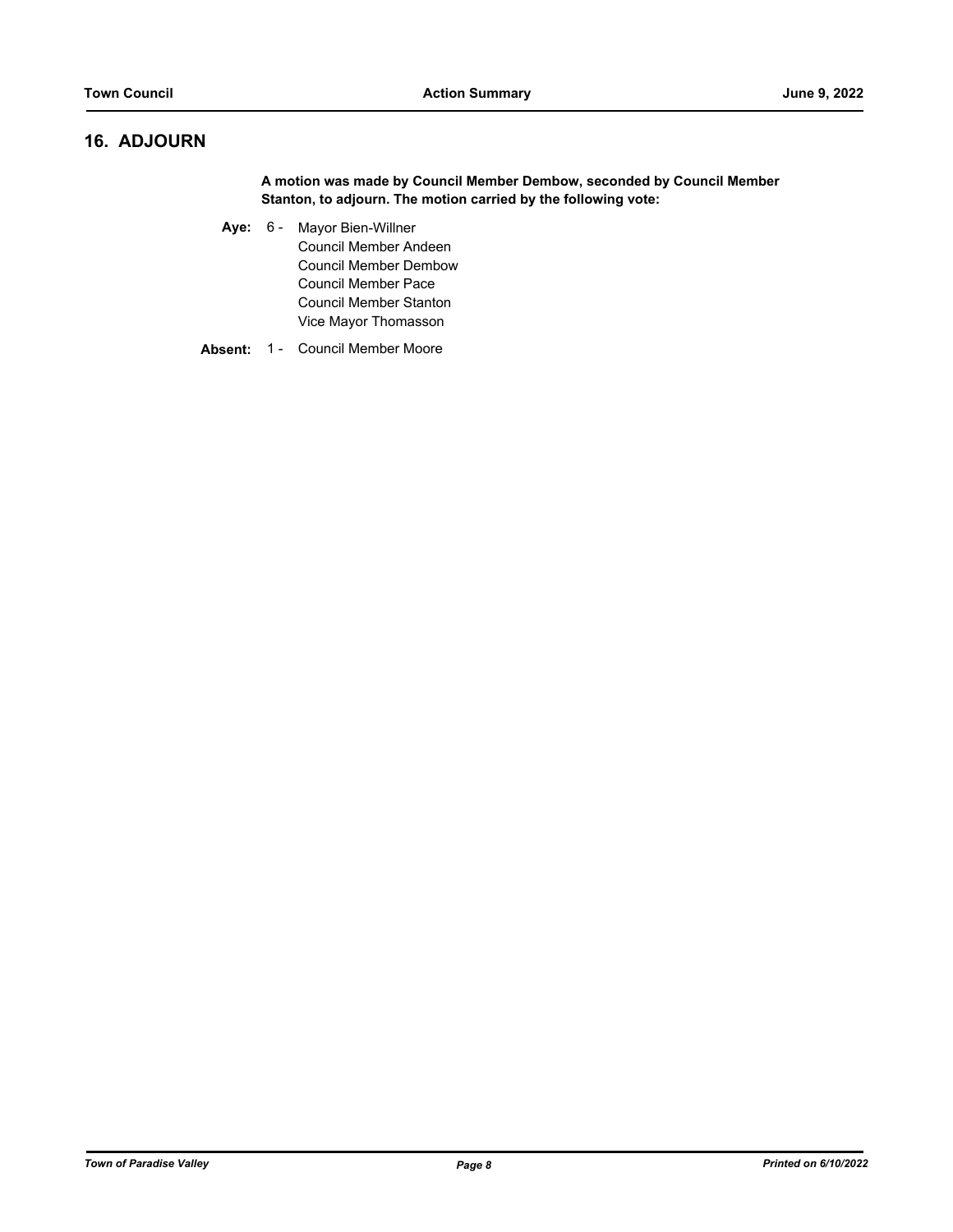## 16. ADJOURN

**A motion was made by Council Member Dembow, seconded by Council Member Stanton, to adjourn. The motion carried by the following vote:**

**Aye:** 6 - Mayor Bien-Willner
Council Member Andeen
Council Member Dembow
Council Member Pace
Council Member Stanton
Vice Mayor Thomasson

**Absent:** 1 - Council Member Moore